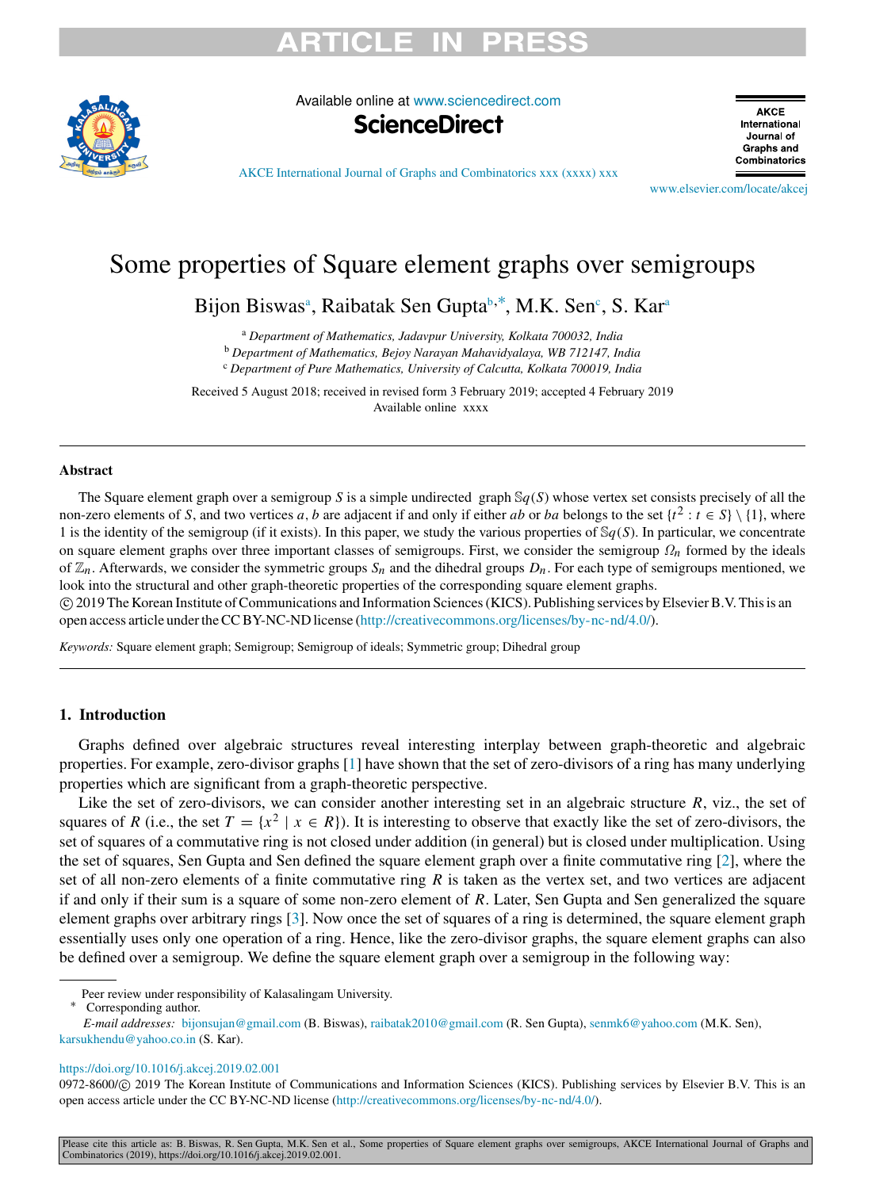# Some properties of Square element graphs over semigroups

Bijon Biswas[a], Raibatak Sen Gupta[b,*], M.K. Sen[c], S. Kar[a]

[a] *Department of Mathematics, Jadavpur University, Kolkata 700032, India*
[b] *Department of Mathematics, Bejoy Narayan Mahavidyalaya, WB 712147, India*
[c] *Department of Pure Mathematics, University of Calcutta, Kolkata 700019, India*

Received 5 August 2018; received in revised form 3 February 2019; accepted 4 February 2019
Available online xxxx

---

## Abstract

The Square element graph over a semigroup $S$ is a simple undirected graph $\mathbb{S}q(S)$ whose vertex set consists precisely of all the non-zero elements of $S$, and two vertices $a, b$ are adjacent if and only if either $ab$ or $ba$ belongs to the set $\{t^2 : t \in S\} \setminus \{1\}$, where 1 is the identity of the semigroup (if it exists). In this paper, we study the various properties of $\mathbb{S}q(S)$. In particular, we concentrate on square element graphs over three important classes of semigroups. First, we consider the semigroup $\Omega_n$ formed by the ideals of $\mathbb{Z}_n$. Afterwards, we consider the symmetric groups $S_n$ and the dihedral groups $D_n$. For each type of semigroups mentioned, we look into the structural and other graph-theoretic properties of the corresponding square element graphs.
© 2019 The Korean Institute of Communications and Information Sciences (KICS). Publishing services by Elsevier B.V. This is an open access article under the CC BY-NC-ND license (http://creativecommons.org/licenses/by-nc-nd/4.0/).

*Keywords:* Square element graph; Semigroup; Semigroup of ideals; Symmetric group; Dihedral group

---

## 1. Introduction

Graphs defined over algebraic structures reveal interesting interplay between graph-theoretic and algebraic properties. For example, zero-divisor graphs [1] have shown that the set of zero-divisors of a ring has many underlying properties which are significant from a graph-theoretic perspective.

Like the set of zero-divisors, we can consider another interesting set in an algebraic structure $R$, viz., the set of squares of $R$ (i.e., the set $T = \{x^2 \mid x \in R\}$). It is interesting to observe that exactly like the set of zero-divisors, the set of squares of a commutative ring is not closed under addition (in general) but is closed under multiplication. Using the set of squares, Sen Gupta and Sen defined the square element graph over a finite commutative ring [2], where the set of all non-zero elements of a finite commutative ring $R$ is taken as the vertex set, and two vertices are adjacent if and only if their sum is a square of some non-zero element of $R$. Later, Sen Gupta and Sen generalized the square element graphs over arbitrary rings [3]. Now once the set of squares of a ring is determined, the square element graph essentially uses only one operation of a ring. Hence, like the zero-divisor graphs, the square element graphs can also be defined over a semigroup. We define the square element graph over a semigroup in the following way:

---

Peer review under responsibility of Kalasalingam University.
\* Corresponding author.
*E-mail addresses:* bijonsujan@gmail.com (B. Biswas), raibatak2010@gmail.com (R. Sen Gupta), senmk6@yahoo.com (M.K. Sen), karsukhendu@yahoo.co.in (S. Kar).

https://doi.org/10.1016/j.akcej.2019.02.001
0972-8600/© 2019 The Korean Institute of Communications and Information Sciences (KICS). Publishing services by Elsevier B.V. This is an open access article under the CC BY-NC-ND license (http://creativecommons.org/licenses/by-nc-nd/4.0/).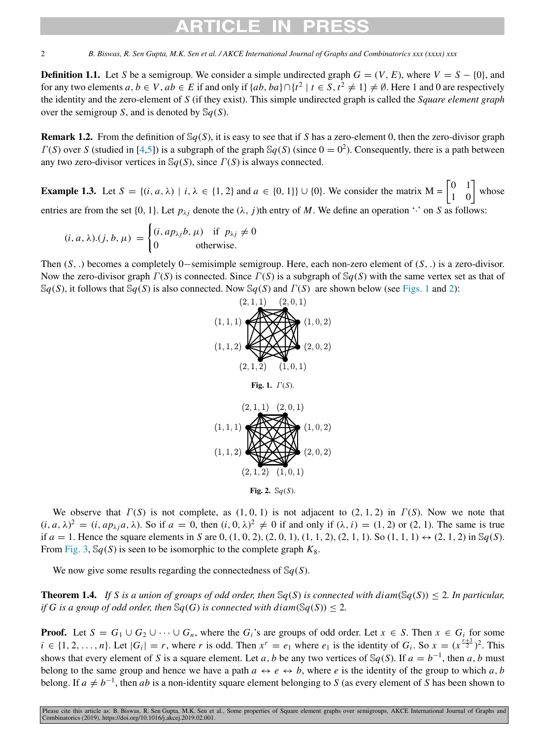**Definition 1.1.** Let $S$ be a semigroup. We consider a simple undirected graph $G = (V, E)$, where $V = S - \{0\}$, and for any two elements $a, b \in V$, $ab \in E$ if and only if $\{ab, ba\} \cap \{t^2 \mid t \in S, t^2 \neq 1\} \neq \emptyset$. Here 1 and 0 are respectively the identity and the zero-element of $S$ (if they exist). This simple undirected graph is called the *Square element graph* over the semigroup $S$, and is denoted by $\mathbb{S}q(S)$.

**Remark 1.2.** From the definition of $\mathbb{S}q(S)$, it is easy to see that if $S$ has a zero-element 0, then the zero-divisor graph $\Gamma(S)$ over $S$ (studied in [4,5]) is a subgraph of the graph $\mathbb{S}q(S)$ (since $0 = 0^2$). Consequently, there is a path between any two zero-divisor vertices in $\mathbb{S}q(S)$, since $\Gamma(S)$ is always connected.

**Example 1.3.** Let $S = \{(i, a, \lambda) \mid i, \lambda \in \{1, 2\}$ and $a \in \{0, 1\}\} \cup \{0\}$. We consider the matrix $M = \begin{bmatrix} 0 & 1 \\ 1 & 0 \end{bmatrix}$ whose entries are from the set $\{0, 1\}$. Let $p_{\lambda j}$ denote the $(\lambda, j)$th entry of $M$. We define an operation '$\cdot$' on $S$ as follows:

$$(i, a, \lambda).(j, b, \mu) = \begin{cases} (i, ap_{\lambda j}b, \mu) & \text{if } p_{\lambda j} \neq 0 \\ 0 & \text{otherwise.} \end{cases}$$

Then $(S, .)$ becomes a completely 0−semisimple semigroup. Here, each non-zero element of $(S, .)$ is a zero-divisor. Now the zero-divisor graph $\Gamma(S)$ is connected. Since $\Gamma(S)$ is a subgraph of $\mathbb{S}q(S)$ with the same vertex set as that of $\mathbb{S}q(S)$, it follows that $\mathbb{S}q(S)$ is also connected. Now $\mathbb{S}q(S)$ and $\Gamma(S)$ are shown below (see Figs. 1 and 2):

**Fig. 1.** $\Gamma(S)$.

**Fig. 2.** $\mathbb{S}q(S)$.

We observe that $\Gamma(S)$ is not complete, as $(1, 0, 1)$ is not adjacent to $(2, 1, 2)$ in $\Gamma(S)$. Now we note that $(i, a, \lambda)^2 = (i, ap_{\lambda j}a, \lambda)$. So if $a = 0$, then $(i, 0, \lambda)^2 \neq 0$ if and only if $(\lambda, i) = (1, 2)$ or $(2, 1)$. The same is true if $a = 1$. Hence the square elements in $S$ are $0, (1, 0, 2), (2, 0, 1), (1, 1, 2), (2, 1, 1)$. So $(1, 1, 1) \leftrightarrow (2, 1, 2)$ in $\mathbb{S}q(S)$. From Fig. 3, $\mathbb{S}q(S)$ is seen to be isomorphic to the complete graph $K_8$.

We now give some results regarding the connectedness of $\mathbb{S}q(S)$.

**Theorem 1.4.** *If $S$ is a union of groups of odd order, then $\mathbb{S}q(S)$ is connected with $diam(\mathbb{S}q(S)) \leq 2$. In particular, if $G$ is a group of odd order, then $\mathbb{S}q(G)$ is connected with $diam(\mathbb{S}q(S)) \leq 2$.*

**Proof.** Let $S = G_1 \cup G_2 \cup \cdots \cup G_n$, where the $G_i$'s are groups of odd order. Let $x \in S$. Then $x \in G_i$ for some $i \in \{1, 2, \ldots, n\}$. Let $|G_i| = r$, where $r$ is odd. Then $x^r = e_1$ where $e_1$ is the identity of $G_i$. So $x = (x^{\frac{r+1}{2}})^2$. This shows that every element of $S$ is a square element. Let $a, b$ be any two vertices of $\mathbb{S}q(S)$. If $a = b^{-1}$, then $a, b$ must belong to the same group and hence we have a path $a \leftrightarrow e \leftrightarrow b$, where $e$ is the identity of the group to which $a, b$ belong. If $a \neq b^{-1}$, then $ab$ is a non-identity square element belonging to $S$ (as every element of $S$ has been shown to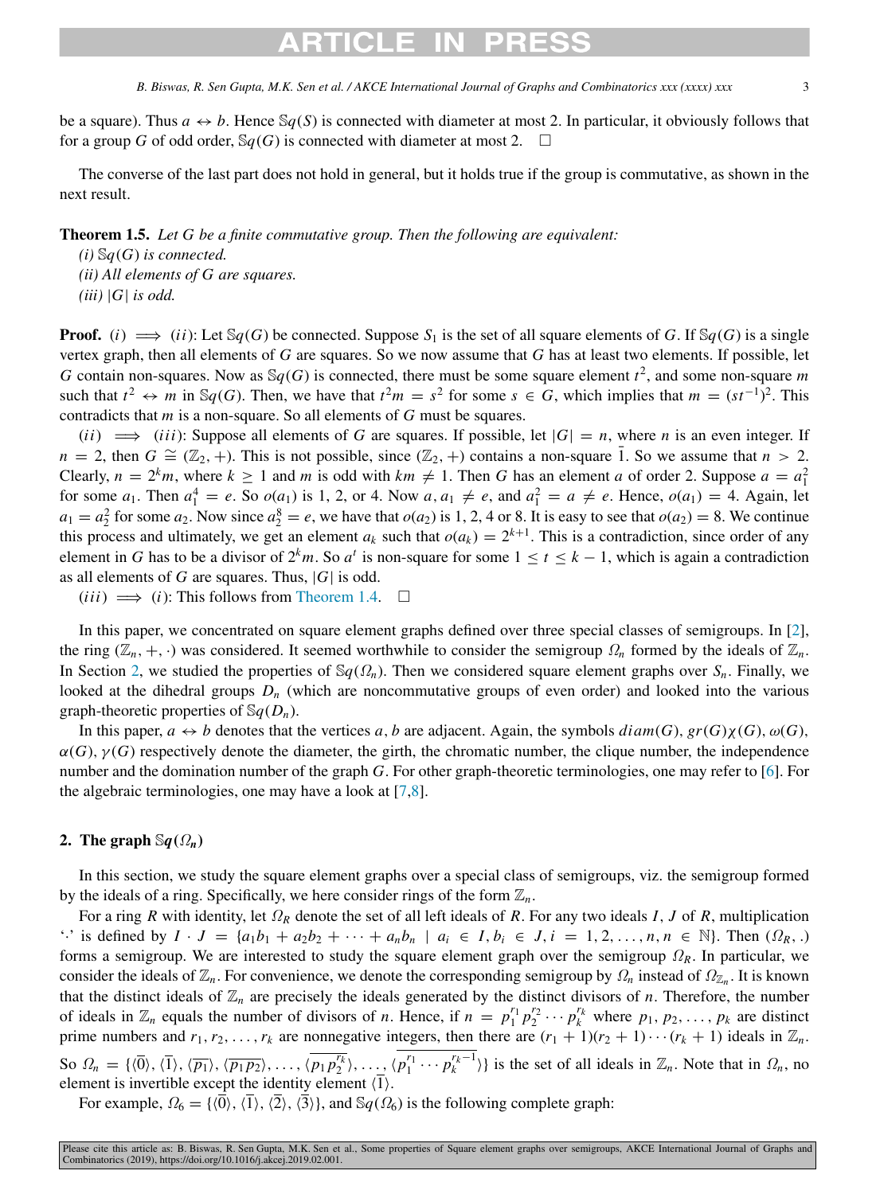be a square). Thus $a \leftrightarrow b$. Hence $\mathbb{S}q(S)$ is connected with diameter at most 2. In particular, it obviously follows that for a group $G$ of odd order, $\mathbb{S}q(G)$ is connected with diameter at most 2. $\square$

The converse of the last part does not hold in general, but it holds true if the group is commutative, as shown in the next result.

**Theorem 1.5.** *Let $G$ be a finite commutative group. Then the following are equivalent:*
*(i) $\mathbb{S}q(G)$ is connected.*
*(ii) All elements of $G$ are squares.*
*(iii) $|G|$ is odd.*

**Proof.** $(i) \implies (ii)$: Let $\mathbb{S}q(G)$ be connected. Suppose $S_1$ is the set of all square elements of $G$. If $\mathbb{S}q(G)$ is a single vertex graph, then all elements of $G$ are squares. So we now assume that $G$ has at least two elements. If possible, let $G$ contain non-squares. Now as $\mathbb{S}q(G)$ is connected, there must be some square element $t^2$, and some non-square $m$ such that $t^2 \leftrightarrow m$ in $\mathbb{S}q(G)$. Then, we have that $t^2 m = s^2$ for some $s \in G$, which implies that $m = (st^{-1})^2$. This contradicts that $m$ is a non-square. So all elements of $G$ must be squares.

$(ii) \implies (iii)$: Suppose all elements of $G$ are squares. If possible, let $|G| = n$, where $n$ is an even integer. If $n = 2$, then $G \cong (\mathbb{Z}_2, +)$. This is not possible, since $(\mathbb{Z}_2, +)$ contains a non-square $\bar{1}$. So we assume that $n > 2$. Clearly, $n = 2^k m$, where $k \geq 1$ and $m$ is odd with $km \neq 1$. Then $G$ has an element $a$ of order 2. Suppose $a = a_1^2$ for some $a_1$. Then $a_1^4 = e$. So $o(a_1)$ is 1, 2, or 4. Now $a, a_1 \neq e$, and $a_1^2 = a \neq e$. Hence, $o(a_1) = 4$. Again, let $a_1 = a_2^2$ for some $a_2$. Now since $a_2^8 = e$, we have that $o(a_2)$ is 1, 2, 4 or 8. It is easy to see that $o(a_2) = 8$. We continue this process and ultimately, we get an element $a_k$ such that $o(a_k) = 2^{k+1}$. This is a contradiction, since order of any element in $G$ has to be a divisor of $2^k m$. So $a^t$ is non-square for some $1 \leq t \leq k-1$, which is again a contradiction as all elements of $G$ are squares. Thus, $|G|$ is odd.

$(iii) \implies (i)$: This follows from Theorem 1.4. $\square$

In this paper, we concentrated on square element graphs defined over three special classes of semigroups. In [2], the ring $(\mathbb{Z}_n, +, \cdot)$ was considered. It seemed worthwhile to consider the semigroup $\Omega_n$ formed by the ideals of $\mathbb{Z}_n$. In Section 2, we studied the properties of $\mathbb{S}q(\Omega_n)$. Then we considered square element graphs over $S_n$. Finally, we looked at the dihedral groups $D_n$ (which are noncommutative groups of even order) and looked into the various graph-theoretic properties of $\mathbb{S}q(D_n)$.

In this paper, $a \leftrightarrow b$ denotes that the vertices $a, b$ are adjacent. Again, the symbols $diam(G)$, $gr(G)\chi(G)$, $\omega(G)$, $\alpha(G)$, $\gamma(G)$ respectively denote the diameter, the girth, the chromatic number, the clique number, the independence number and the domination number of the graph $G$. For other graph-theoretic terminologies, one may refer to [6]. For the algebraic terminologies, one may have a look at [7,8].

## 2. The graph $\mathbb{S}q(\Omega_n)$

In this section, we study the square element graphs over a special class of semigroups, viz. the semigroup formed by the ideals of a ring. Specifically, we here consider rings of the form $\mathbb{Z}_n$.

For a ring $R$ with identity, let $\Omega_R$ denote the set of all left ideals of $R$. For any two ideals $I, J$ of $R$, multiplication '$\cdot$' is defined by $I \cdot J = \{a_1 b_1 + a_2 b_2 + \cdots + a_n b_n \mid a_i \in I, b_i \in J, i = 1, 2, \ldots, n, n \in \mathbb{N}\}$. Then $(\Omega_R, .)$ forms a semigroup. We are interested to study the square element graph over the semigroup $\Omega_R$. In particular, we consider the ideals of $\mathbb{Z}_n$. For convenience, we denote the corresponding semigroup by $\Omega_n$ instead of $\Omega_{\mathbb{Z}_n}$. It is known that the distinct ideals of $\mathbb{Z}_n$ are precisely the ideals generated by the distinct divisors of $n$. Therefore, the number of ideals in $\mathbb{Z}_n$ equals the number of divisors of $n$. Hence, if $n = p_1^{r_1} p_2^{r_2} \cdots p_k^{r_k}$ where $p_1, p_2, \ldots, p_k$ are distinct prime numbers and $r_1, r_2, \ldots, r_k$ are nonnegative integers, then there are $(r_1+1)(r_2+1)\cdots(r_k+1)$ ideals in $\mathbb{Z}_n$. So $\Omega_n = \{\langle\overline{0}\rangle, \langle\overline{1}\rangle, \langle\overline{p_1}\rangle, \langle\overline{p_1 p_2}\rangle, \ldots, \langle\overline{p_1 p_2^{r_k}}\rangle, \ldots, \langle\overline{p_1^{r_1} \cdots p_k^{r_k - 1}}\rangle\}$ is the set of all ideals in $\mathbb{Z}_n$. Note that in $\Omega_n$, no element is invertible except the identity element $\langle\overline{1}\rangle$.

For example, $\Omega_6 = \{\langle\overline{0}\rangle, \langle\overline{1}\rangle, \langle\overline{2}\rangle, \langle\overline{3}\rangle\}$, and $\mathbb{S}q(\Omega_6)$ is the following complete graph: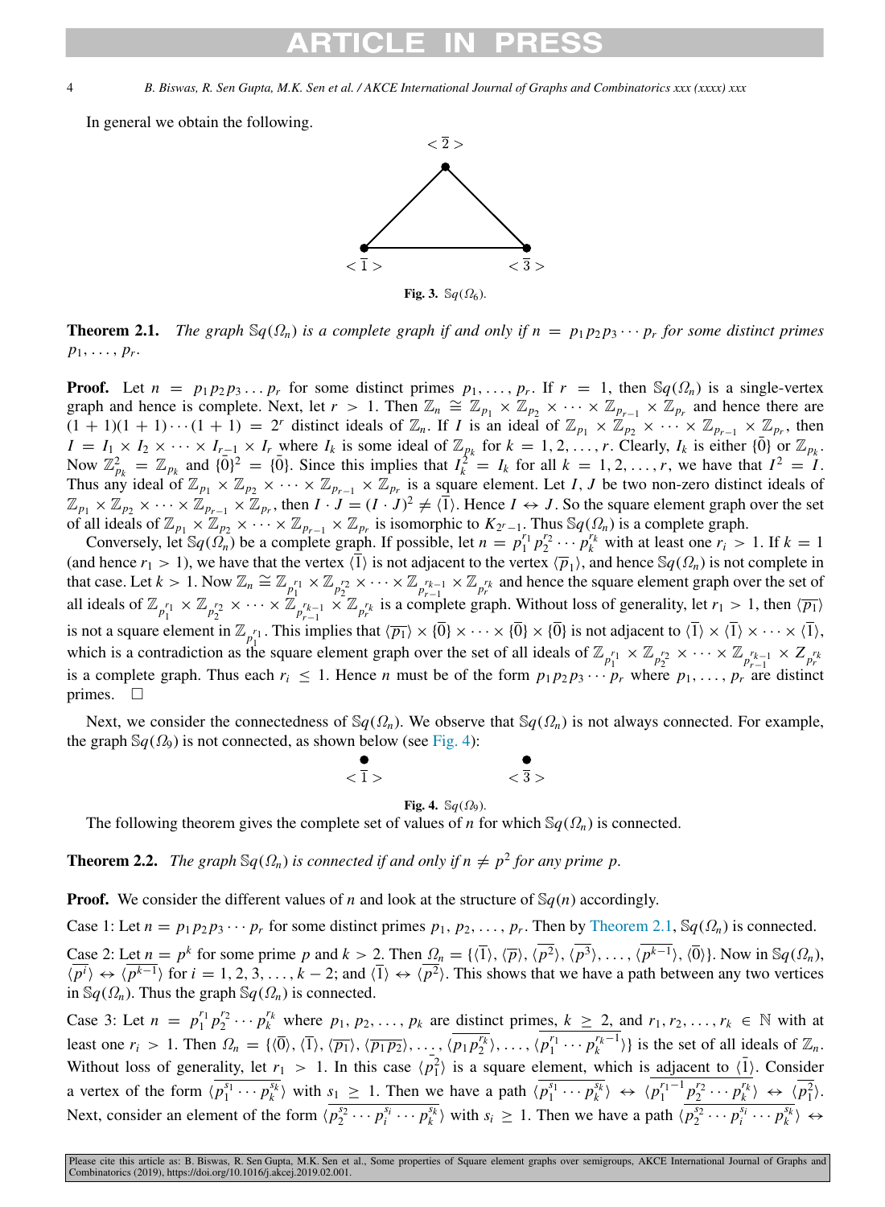In general we obtain the following.

**Fig. 3.** $\mathbb{S}q(\Omega_6)$.

**Theorem 2.1.** *The graph $\mathbb{S}q(\Omega_n)$ is a complete graph if and only if $n = p_1p_2p_3\cdots p_r$ for some distinct primes $p_1,\ldots,p_r$.*

**Proof.** Let $n = p_1p_2p_3\ldots p_r$ for some distinct primes $p_1,\ldots,p_r$. If $r = 1$, then $\mathbb{S}q(\Omega_n)$ is a single-vertex graph and hence is complete. Next, let $r > 1$. Then $\mathbb{Z}_n \cong \mathbb{Z}_{p_1}\times\mathbb{Z}_{p_2}\times\cdots\times\mathbb{Z}_{p_{r-1}}\times\mathbb{Z}_{p_r}$ and hence there are $(1+1)(1+1)\cdots(1+1) = 2^r$ distinct ideals of $\mathbb{Z}_n$. If $I$ is an ideal of $\mathbb{Z}_{p_1}\times\mathbb{Z}_{p_2}\times\cdots\times\mathbb{Z}_{p_{r-1}}\times\mathbb{Z}_{p_r}$, then $I = I_1\times I_2\times\cdots\times I_{r-1}\times I_r$ where $I_k$ is some ideal of $\mathbb{Z}_{p_k}$ for $k = 1,2,\ldots,r$. Clearly, $I_k$ is either $\{\bar{0}\}$ or $\mathbb{Z}_{p_k}$. Now $\mathbb{Z}_{p_k}^2 = \mathbb{Z}_{p_k}$ and $\{\bar{0}\}^2 = \{\bar{0}\}$. Since this implies that $I_k^2 = I_k$ for all $k = 1,2,\ldots,r$, we have that $I^2 = I$. Thus any ideal of $\mathbb{Z}_{p_1}\times\mathbb{Z}_{p_2}\times\cdots\times\mathbb{Z}_{p_{r-1}}\times\mathbb{Z}_{p_r}$ is a square element. Let $I, J$ be two non-zero distinct ideals of $\mathbb{Z}_{p_1}\times\mathbb{Z}_{p_2}\times\cdots\times\mathbb{Z}_{p_{r-1}}\times\mathbb{Z}_{p_r}$, then $I\cdot J = (I\cdot J)^2 \neq \langle\bar{1}\rangle$. Hence $I \leftrightarrow J$. So the square element graph over the set of all ideals of $\mathbb{Z}_{p_1}\times\mathbb{Z}_{p_2}\times\cdots\times\mathbb{Z}_{p_{r-1}}\times\mathbb{Z}_{p_r}$ is isomorphic to $K_{2^r-1}$. Thus $\mathbb{S}q(\Omega_n)$ is a complete graph.

Conversely, let $\mathbb{S}q(\Omega_n)$ be a complete graph. If possible, let $n = p_1^{r_1}p_2^{r_2}\cdots p_k^{r_k}$ with at least one $r_i > 1$. If $k = 1$ (and hence $r_1 > 1$), we have that the vertex $\langle\bar{1}\rangle$ is not adjacent to the vertex $\langle\overline{p}_1\rangle$, and hence $\mathbb{S}q(\Omega_n)$ is not complete in that case. Let $k > 1$. Now $\mathbb{Z}_n \cong \mathbb{Z}_{p_1^{r_1}}\times\mathbb{Z}_{p_2^{r_2}}\times\cdots\times\mathbb{Z}_{p_{r-1}^{r_{k-1}}}\times\mathbb{Z}_{p_r^{r_k}}$ and hence the square element graph over the set of all ideals of $\mathbb{Z}_{p_1^{r_1}}\times\mathbb{Z}_{p_2^{r_2}}\times\cdots\times\mathbb{Z}_{p_{r-1}^{r_{k-1}}}\times\mathbb{Z}_{p_r^{r_k}}$ is a complete graph. Without loss of generality, let $r_1 > 1$, then $\langle\overline{p_1}\rangle$ is not a square element in $\mathbb{Z}_{p_1^{r_1}}$. This implies that $\langle\overline{p_1}\rangle\times\{\bar{0}\}\times\cdots\times\{\bar{0}\}\times\{\bar{0}\}$ is not adjacent to $\langle\bar{1}\rangle\times\langle\bar{1}\rangle\times\cdots\times\langle\bar{1}\rangle$, which is a contradiction as the square element graph over the set of all ideals of $\mathbb{Z}_{p_1^{r_1}}\times\mathbb{Z}_{p_2^{r_2}}\times\cdots\times\mathbb{Z}_{p_{r-1}^{r_{k-1}}}\times Z_{p_r^{r_k}}$ is a complete graph. Thus each $r_i \leq 1$. Hence $n$ must be of the form $p_1p_2p_3\cdots p_r$ where $p_1,\ldots,p_r$ are distinct primes. $\square$

Next, we consider the connectedness of $\mathbb{S}q(\Omega_n)$. We observe that $\mathbb{S}q(\Omega_n)$ is not always connected. For example, the graph $\mathbb{S}q(\Omega_9)$ is not connected, as shown below (see Fig. 4):

**Fig. 4.** $\mathbb{S}q(\Omega_9)$.

The following theorem gives the complete set of values of $n$ for which $\mathbb{S}q(\Omega_n)$ is connected.

**Theorem 2.2.** *The graph $\mathbb{S}q(\Omega_n)$ is connected if and only if $n \neq p^2$ for any prime $p$.*

**Proof.** We consider the different values of $n$ and look at the structure of $\mathbb{S}q(n)$ accordingly.

Case 1: Let $n = p_1p_2p_3\cdots p_r$ for some distinct primes $p_1, p_2,\ldots,p_r$. Then by Theorem 2.1, $\mathbb{S}q(\Omega_n)$ is connected.

Case 2: Let $n = p^k$ for some prime $p$ and $k > 2$. Then $\Omega_n = \{\langle\bar{1}\rangle, \langle\overline{p}\rangle, \langle\overline{p^2}\rangle, \langle\overline{p^3}\rangle,\ldots,\langle\overline{p^{k-1}}\rangle, \langle\bar{0}\rangle\}$. Now in $\mathbb{S}q(\Omega_n)$, $\langle\overline{p^i}\rangle \leftrightarrow \langle\overline{p^{k-1}}\rangle$ for $i = 1,2,3,\ldots,k-2$; and $\langle\bar{1}\rangle \leftrightarrow \langle\overline{p^2}\rangle$. This shows that we have a path between any two vertices in $\mathbb{S}q(\Omega_n)$. Thus the graph $\mathbb{S}q(\Omega_n)$ is connected.

Case 3: Let $n = p_1^{r_1}p_2^{r_2}\cdots p_k^{r_k}$ where $p_1,p_2,\ldots,p_k$ are distinct primes, $k \geq 2$, and $r_1,r_2,\ldots,r_k \in \mathbb{N}$ with at least one $r_i > 1$. Then $\Omega_n = \{\langle\bar{0}\rangle, \langle\bar{1}\rangle, \langle\overline{p_1}\rangle, \langle\overline{p_1p_2}\rangle,\ldots,\langle\overline{p_1p_2^{r_k}}\rangle,\ldots,\langle\overline{p_1^{r_1}\cdots p_k^{r_k-1}}\rangle\}$ is the set of all ideals of $\mathbb{Z}_n$. Without loss of generality, let $r_1 > 1$. In this case $\langle\overline{p_1^2}\rangle$ is a square element, which is adjacent to $\langle\bar{1}\rangle$. Consider a vertex of the form $\langle\overline{p_1^{s_1}\cdots p_k^{s_k}}\rangle$ with $s_1 \geq 1$. Then we have a path $\langle\overline{p_1^{s_1}\cdots p_k^{s_k}}\rangle \leftrightarrow \langle\overline{p_1^{r_1-1}p_2^{r_2}\cdots p_k^{r_k}}\rangle \leftrightarrow \langle\overline{p_1^2}\rangle$. Next, consider an element of the form $\langle\overline{p_2^{s_2}\cdots p_i^{s_i}\cdots p_k^{s_k}}\rangle$ with $s_i \geq 1$. Then we have a path $\langle\overline{p_2^{s_2}\cdots p_i^{s_i}\cdots p_k^{s_k}}\rangle \leftrightarrow$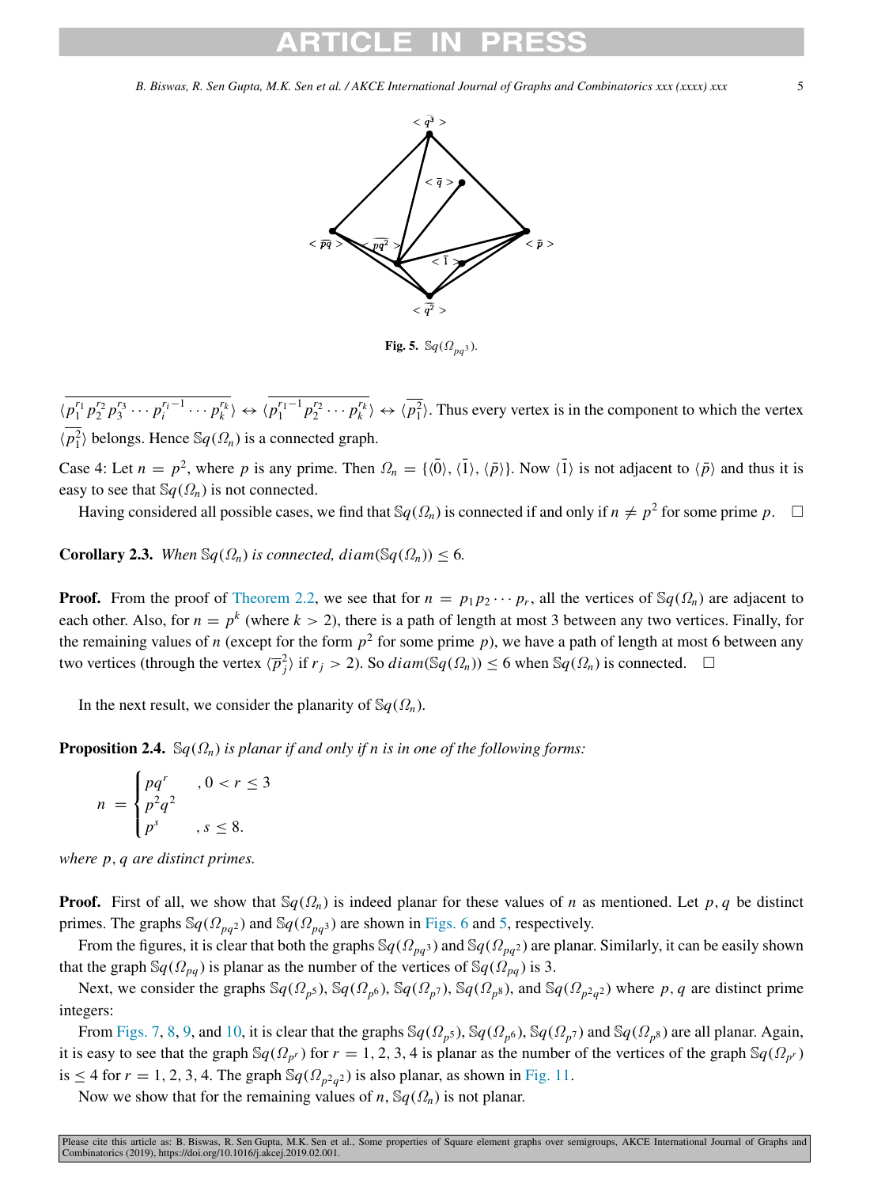Fig. 5. $\mathbb{S}q(\Omega_{pq^3})$.

$\langle\overline{p_1^{r_1}p_2^{r_2}p_3^{r_3}\cdots p_i^{r_i-1}\cdots p_k^{r_k}}\rangle \leftrightarrow \langle\overline{p_1^{r_1-1}p_2^{r_2}\cdots p_k^{r_k}}\rangle \leftrightarrow \langle\overline{p_1^2}\rangle$. Thus every vertex is in the component to which the vertex $\langle\overline{p_1^2}\rangle$ belongs. Hence $\mathbb{S}q(\Omega_n)$ is a connected graph.

Case 4: Let $n = p^2$, where $p$ is any prime. Then $\Omega_n = \{\langle\bar{0}\rangle, \langle\bar{1}\rangle, \langle\bar{p}\rangle\}$. Now $\langle\bar{1}\rangle$ is not adjacent to $\langle\bar{p}\rangle$ and thus it is easy to see that $\mathbb{S}q(\Omega_n)$ is not connected.

Having considered all possible cases, we find that $\mathbb{S}q(\Omega_n)$ is connected if and only if $n \neq p^2$ for some prime $p$. $\square$

**Corollary 2.3.** *When $\mathbb{S}q(\Omega_n)$ is connected, $diam(\mathbb{S}q(\Omega_n)) \leq 6$.*

**Proof.** From the proof of Theorem 2.2, we see that for $n = p_1 p_2 \cdots p_r$, all the vertices of $\mathbb{S}q(\Omega_n)$ are adjacent to each other. Also, for $n = p^k$ (where $k > 2$), there is a path of length at most 3 between any two vertices. Finally, for the remaining values of $n$ (except for the form $p^2$ for some prime $p$), we have a path of length at most 6 between any two vertices (through the vertex $\langle\overline{p_j^2}\rangle$ if $r_j > 2$). So $diam(\mathbb{S}q(\Omega_n)) \leq 6$ when $\mathbb{S}q(\Omega_n)$ is connected. $\square$

In the next result, we consider the planarity of $\mathbb{S}q(\Omega_n)$.

**Proposition 2.4.** *$\mathbb{S}q(\Omega_n)$ is planar if and only if $n$ is in one of the following forms:*

$$n = \begin{cases} pq^r & , 0 < r \leq 3 \\ p^2q^2 & \\ p^s & , s \leq 8. \end{cases}$$

*where $p, q$ are distinct primes.*

**Proof.** First of all, we show that $\mathbb{S}q(\Omega_n)$ is indeed planar for these values of $n$ as mentioned. Let $p, q$ be distinct primes. The graphs $\mathbb{S}q(\Omega_{pq^2})$ and $\mathbb{S}q(\Omega_{pq^3})$ are shown in Figs. 6 and 5, respectively.

From the figures, it is clear that both the graphs $\mathbb{S}q(\Omega_{pq^3})$ and $\mathbb{S}q(\Omega_{pq^2})$ are planar. Similarly, it can be easily shown that the graph $\mathbb{S}q(\Omega_{pq})$ is planar as the number of the vertices of $\mathbb{S}q(\Omega_{pq})$ is 3.

Next, we consider the graphs $\mathbb{S}q(\Omega_{p^5})$, $\mathbb{S}q(\Omega_{p^6})$, $\mathbb{S}q(\Omega_{p^7})$, $\mathbb{S}q(\Omega_{p^8})$, and $\mathbb{S}q(\Omega_{p^2q^2})$ where $p, q$ are distinct prime integers:

From Figs. 7, 8, 9, and 10, it is clear that the graphs $\mathbb{S}q(\Omega_{p^5})$, $\mathbb{S}q(\Omega_{p^6})$, $\mathbb{S}q(\Omega_{p^7})$ and $\mathbb{S}q(\Omega_{p^8})$ are all planar. Again, it is easy to see that the graph $\mathbb{S}q(\Omega_{p^r})$ for $r = 1, 2, 3, 4$ is planar as the number of the vertices of the graph $\mathbb{S}q(\Omega_{p^r})$ is $\leq 4$ for $r = 1, 2, 3, 4$. The graph $\mathbb{S}q(\Omega_{p^2q^2})$ is also planar, as shown in Fig. 11.

Now we show that for the remaining values of $n$, $\mathbb{S}q(\Omega_n)$ is not planar.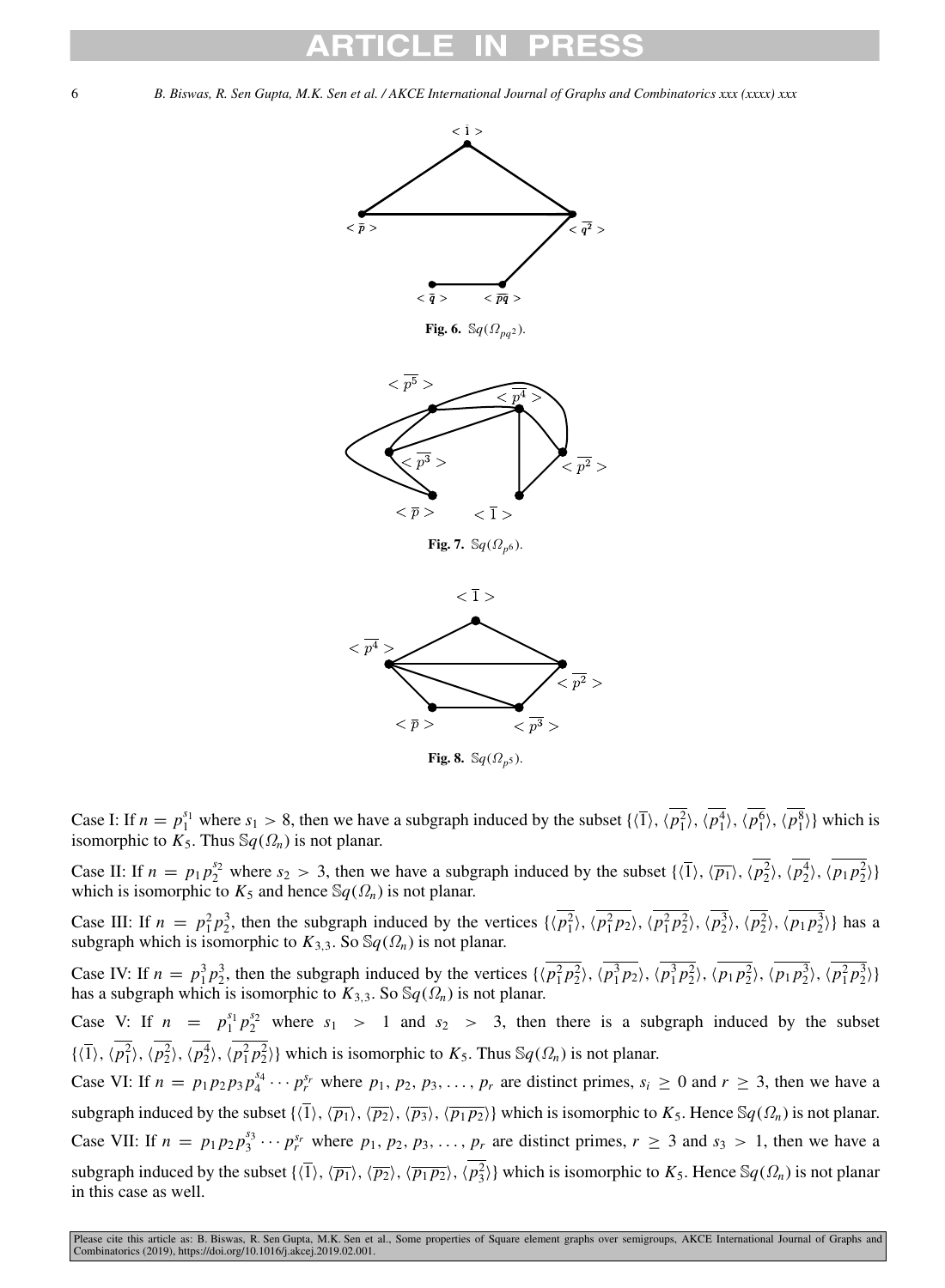Fig. 6. $\mathbb{S}q(\Omega_{pq^2})$.

Fig. 7. $\mathbb{S}q(\Omega_{p^6})$.

Fig. 8. $\mathbb{S}q(\Omega_{p^5})$.

Case I: If $n = p_1^{s_1}$ where $s_1 > 8$, then we have a subgraph induced by the subset $\{\langle\overline{1}\rangle, \langle\overline{p_1^2}\rangle, \langle\overline{p_1^4}\rangle, \langle\overline{p_1^6}\rangle, \langle\overline{p_1^8}\rangle\}$ which is isomorphic to $K_5$. Thus $\mathbb{S}q(\Omega_n)$ is not planar.

Case II: If $n = p_1 p_2^{s_2}$ where $s_2 > 3$, then we have a subgraph induced by the subset $\{\langle\overline{1}\rangle, \langle\overline{p_1}\rangle, \langle\overline{p_2^2}\rangle, \langle\overline{p_2^4}\rangle, \langle\overline{p_1 p_2^2}\rangle\}$ which is isomorphic to $K_5$ and hence $\mathbb{S}q(\Omega_n)$ is not planar.

Case III: If $n = p_1^2 p_2^3$, then the subgraph induced by the vertices $\{\langle\overline{p_1^2}\rangle, \langle\overline{p_1^2 p_2}\rangle, \langle\overline{p_1^2 p_2^2}\rangle, \langle\overline{p_2^3}\rangle, \langle\overline{p_2^2}\rangle, \langle\overline{p_1 p_2^3}\rangle\}$ has a subgraph which is isomorphic to $K_{3,3}$. So $\mathbb{S}q(\Omega_n)$ is not planar.

Case IV: If $n = p_1^3 p_2^3$, then the subgraph induced by the vertices $\{\langle\overline{p_1^2 p_2^2}\rangle, \langle\overline{p_1^3 p_2}\rangle, \langle\overline{p_1^3 p_2^2}\rangle, \langle\overline{p_1 p_2^2}\rangle, \langle\overline{p_1 p_2^3}\rangle, \langle\overline{p_1^2 p_2^3}\rangle\}$ has a subgraph which is isomorphic to $K_{3,3}$. So $\mathbb{S}q(\Omega_n)$ is not planar.

Case V: If $n = p_1^{s_1} p_2^{s_2}$ where $s_1 > 1$ and $s_2 > 3$, then there is a subgraph induced by the subset $\{\langle\overline{1}\rangle, \langle\overline{p_1^2}\rangle, \langle\overline{p_2^2}\rangle, \langle\overline{p_2^4}\rangle, \langle\overline{p_1^2 p_2^2}\rangle\}$ which is isomorphic to $K_5$. Thus $\mathbb{S}q(\Omega_n)$ is not planar.

Case VI: If $n = p_1 p_2 p_3 p_4^{s_4} \cdots p_r^{s_r}$ where $p_1, p_2, p_3, \ldots, p_r$ are distinct primes, $s_i \geq 0$ and $r \geq 3$, then we have a subgraph induced by the subset $\{\langle\overline{1}\rangle, \langle\overline{p_1}\rangle, \langle\overline{p_2}\rangle, \langle\overline{p_3}\rangle, \langle\overline{p_1 p_2}\rangle\}$ which is isomorphic to $K_5$. Hence $\mathbb{S}q(\Omega_n)$ is not planar.

Case VII: If $n = p_1 p_2 p_3^{s_3} \cdots p_r^{s_r}$ where $p_1, p_2, p_3, \ldots, p_r$ are distinct primes, $r \geq 3$ and $s_3 > 1$, then we have a subgraph induced by the subset $\{\langle\overline{1}\rangle, \langle\overline{p_1}\rangle, \langle\overline{p_2}\rangle, \langle\overline{p_1 p_2}\rangle, \langle\overline{p_3^2}\rangle\}$ which is isomorphic to $K_5$. Hence $\mathbb{S}q(\Omega_n)$ is not planar in this case as well.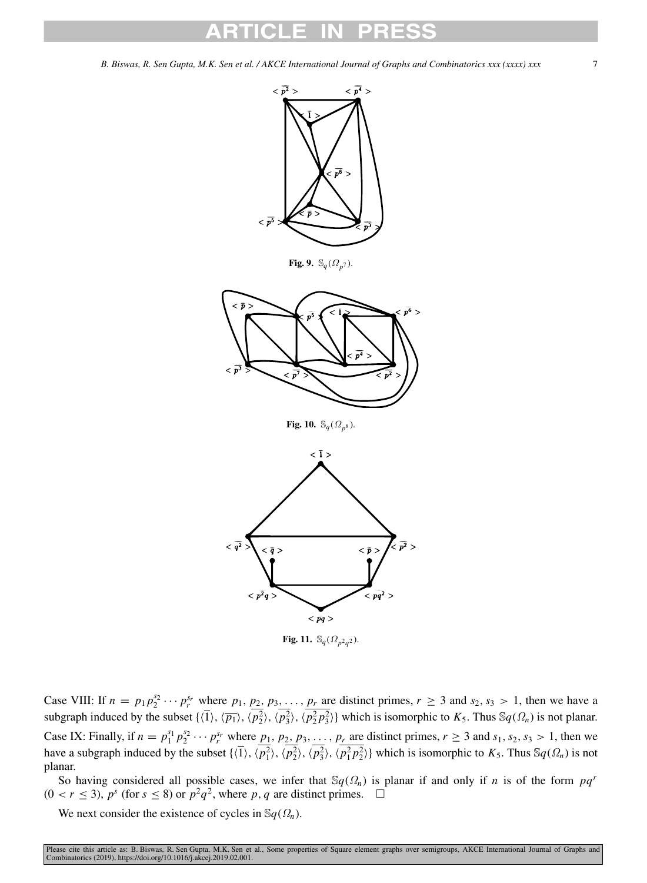Fig. 9. $\mathbb{S}_q(\Omega_{p^7})$.

Fig. 10. $\mathbb{S}_q(\Omega_{p^8})$.

Fig. 11. $\mathbb{S}_q(\Omega_{p^2q^2})$.

Case VIII: If $n = p_1 p_2^{s_2} \cdots p_r^{s_r}$ where $p_1, p_2, p_3, \ldots, p_r$ are distinct primes, $r \geq 3$ and $s_2, s_3 > 1$, then we have a subgraph induced by the subset $\{\langle\overline{1}\rangle, \langle\overline{p_1}\rangle, \langle\overline{p_2^2}\rangle, \langle\overline{p_3^2}\rangle, \langle\overline{p_2^2 p_3^2}\rangle\}$ which is isomorphic to $K_5$. Thus $\mathbb{S}q(\Omega_n)$ is not planar.

Case IX: Finally, if $n = p_1^{s_1} p_2^{s_2} \cdots p_r^{s_r}$ where $p_1, p_2, p_3, \ldots, p_r$ are distinct primes, $r \geq 3$ and $s_1, s_2, s_3 > 1$, then we have a subgraph induced by the subset $\{\langle\overline{1}\rangle, \langle\overline{p_1^2}\rangle, \langle\overline{p_2^2}\rangle, \langle\overline{p_3^2}\rangle, \langle\overline{p_1^2 p_2^2}\rangle\}$ which is isomorphic to $K_5$. Thus $\mathbb{S}q(\Omega_n)$ is not planar.

So having considered all possible cases, we infer that $\mathbb{S}q(\Omega_n)$ is planar if and only if $n$ is of the form $pq^r$ $(0 < r \leq 3)$, $p^s$ (for $s \leq 8$) or $p^2q^2$, where $p, q$ are distinct primes. $\square$

We next consider the existence of cycles in $\mathbb{S}q(\Omega_n)$.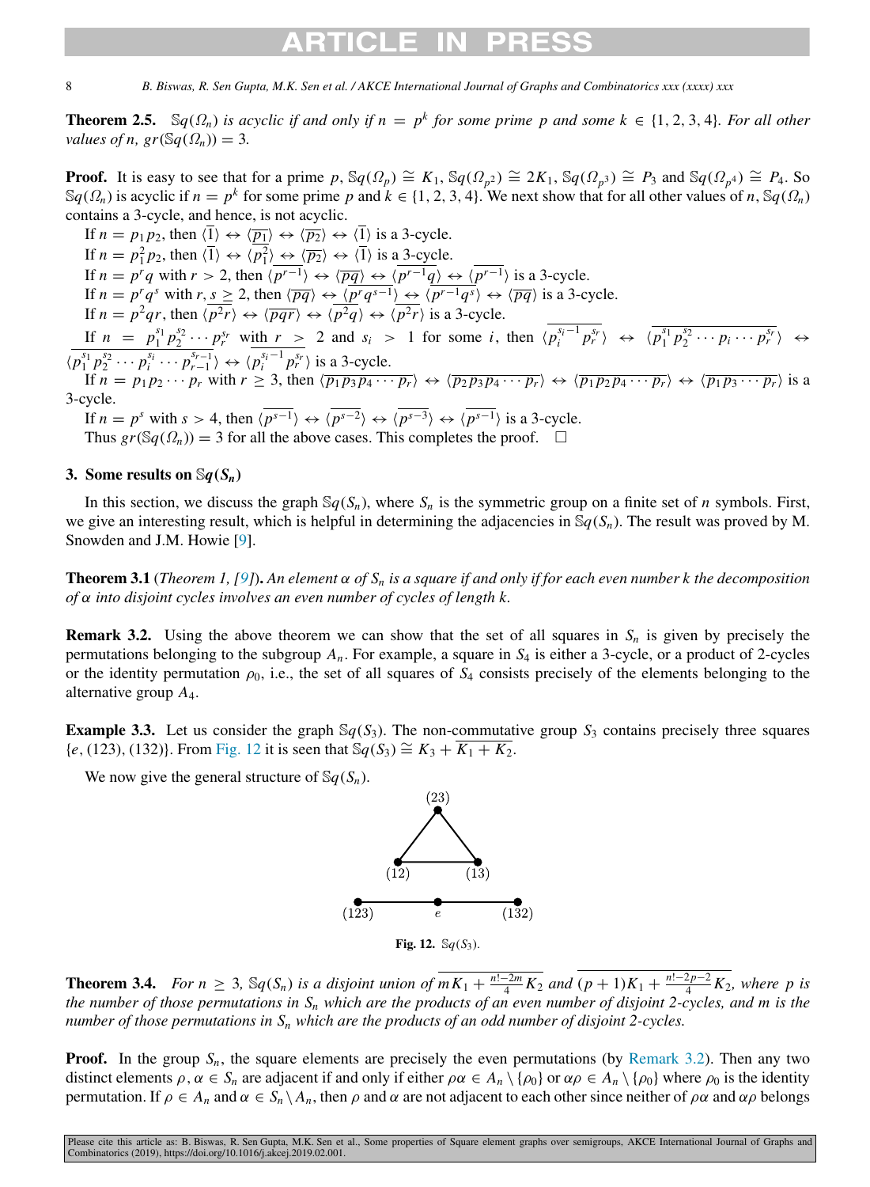**Theorem 2.5.** $\mathbb{S}q(\Omega_n)$ *is acyclic if and only if* $n = p^k$ *for some prime* $p$ *and some* $k \in \{1, 2, 3, 4\}$. *For all other values of* $n$, $gr(\mathbb{S}q(\Omega_n)) = 3$.

**Proof.** It is easy to see that for a prime $p$, $\mathbb{S}q(\Omega_p) \cong K_1$, $\mathbb{S}q(\Omega_{p^2}) \cong 2K_1$, $\mathbb{S}q(\Omega_{p^3}) \cong P_3$ and $\mathbb{S}q(\Omega_{p^4}) \cong P_4$. So $\mathbb{S}q(\Omega_n)$ is acyclic if $n = p^k$ for some prime $p$ and $k \in \{1, 2, 3, 4\}$. We next show that for all other values of $n$, $\mathbb{S}q(\Omega_n)$ contains a 3-cycle, and hence, is not acyclic.

If $n = p_1p_2$, then $\langle\overline{1}\rangle \leftrightarrow \langle\overline{p_1}\rangle \leftrightarrow \langle\overline{p_2}\rangle \leftrightarrow \langle\overline{1}\rangle$ is a 3-cycle.

If $n = p_1^2p_2$, then $\langle\overline{1}\rangle \leftrightarrow \langle\overline{p_1^2}\rangle \leftrightarrow \langle\overline{p_2}\rangle \leftrightarrow \langle\overline{1}\rangle$ is a 3-cycle.

If $n = p^rq$ with $r > 2$, then $\langle\overline{p^{r-1}}\rangle \leftrightarrow \langle\overline{pq}\rangle \leftrightarrow \langle\overline{p^{r-1}q}\rangle \leftrightarrow \langle\overline{p^{r-1}}\rangle$ is a 3-cycle.

If $n = p^rq^s$ with $r, s \geq 2$, then $\langle\overline{pq}\rangle \leftrightarrow \langle\overline{p^rq^{s-1}}\rangle \leftrightarrow \langle\overline{p^{r-1}q^s}\rangle \leftrightarrow \langle\overline{pq}\rangle$ is a 3-cycle.

If $n = p^2qr$, then $\langle\overline{p^2r}\rangle \leftrightarrow \langle\overline{pqr}\rangle \leftrightarrow \langle\overline{p^2q}\rangle \leftrightarrow \langle\overline{p^2r}\rangle$ is a 3-cycle.

If $n = p_1^{s_1}p_2^{s_2}\cdots p_r^{s_r}$ with $r > 2$ and $s_i > 1$ for some $i$, then $\langle\overline{p_i^{s_i-1}p_r^{s_r}}\rangle \leftrightarrow \langle\overline{p_1^{s_1}p_2^{s_2}\cdots p_i\cdots p_r^{s_r}}\rangle \leftrightarrow \langle\overline{p_1^{s_1}p_2^{s_2}\cdots p_i^{s_i}\cdots p_{r-1}^{s_{r-1}}}\rangle \leftrightarrow \langle\overline{p_i^{s_i-1}p_r^{s_r}}\rangle$ is a 3-cycle.

If $n = p_1p_2\cdots p_r$ with $r \geq 3$, then $\langle\overline{p_1p_3p_4\cdots p_r}\rangle \leftrightarrow \langle\overline{p_2p_3p_4\cdots p_r}\rangle \leftrightarrow \langle\overline{p_1p_2p_4\cdots p_r}\rangle \leftrightarrow \langle\overline{p_1p_3\cdots p_r}\rangle$ is a 3-cycle.

If $n = p^s$ with $s > 4$, then $\langle\overline{p^{s-1}}\rangle \leftrightarrow \langle\overline{p^{s-2}}\rangle \leftrightarrow \langle\overline{p^{s-3}}\rangle \leftrightarrow \langle\overline{p^{s-1}}\rangle$ is a 3-cycle.

Thus $gr(\mathbb{S}q(\Omega_n)) = 3$ for all the above cases. This completes the proof. $\square$

## 3. Some results on $\mathbb{S}q(S_n)$

In this section, we discuss the graph $\mathbb{S}q(S_n)$, where $S_n$ is the symmetric group on a finite set of $n$ symbols. First, we give an interesting result, which is helpful in determining the adjacencies in $\mathbb{S}q(S_n)$. The result was proved by M. Snowden and J.M. Howie [9].

**Theorem 3.1** (*Theorem 1, [9]*)**.** *An element* $\alpha$ *of* $S_n$ *is a square if and only if for each even number* $k$ *the decomposition of* $\alpha$ *into disjoint cycles involves an even number of cycles of length* $k$.

**Remark 3.2.** Using the above theorem we can show that the set of all squares in $S_n$ is given by precisely the permutations belonging to the subgroup $A_n$. For example, a square in $S_4$ is either a 3-cycle, or a product of 2-cycles or the identity permutation $\rho_0$, i.e., the set of all squares of $S_4$ consists precisely of the elements belonging to the alternative group $A_4$.

**Example 3.3.** Let us consider the graph $\mathbb{S}q(S_3)$. The non-commutative group $S_3$ contains precisely three squares $\{e, (123), (132)\}$. From Fig. 12 it is seen that $\mathbb{S}q(S_3) \cong K_3 + \overline{K_1 + K_2}$.

We now give the general structure of $\mathbb{S}q(S_n)$.

**Fig. 12.** $\mathbb{S}q(S_3)$.

**Theorem 3.4.** *For* $n \geq 3$, $\mathbb{S}q(S_n)$ *is a disjoint union of* $\overline{mK_1 + \frac{n!-2m}{4}K_2}$ *and* $\overline{(p+1)K_1 + \frac{n!-2p-2}{4}K_2}$, *where* $p$ *is the number of those permutations in* $S_n$ *which are the products of an even number of disjoint 2-cycles, and* $m$ *is the number of those permutations in* $S_n$ *which are the products of an odd number of disjoint 2-cycles.*

**Proof.** In the group $S_n$, the square elements are precisely the even permutations (by Remark 3.2). Then any two distinct elements $\rho, \alpha \in S_n$ are adjacent if and only if either $\rho\alpha \in A_n \setminus \{\rho_0\}$ or $\alpha\rho \in A_n \setminus \{\rho_0\}$ where $\rho_0$ is the identity permutation. If $\rho \in A_n$ and $\alpha \in S_n \setminus A_n$, then $\rho$ and $\alpha$ are not adjacent to each other since neither of $\rho\alpha$ and $\alpha\rho$ belongs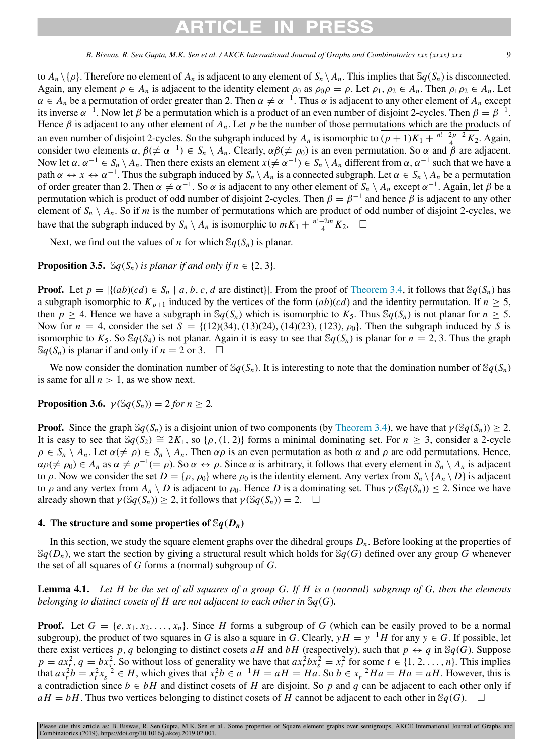to $A_n \setminus \{\rho\}$. Therefore no element of $A_n$ is adjacent to any element of $S_n \setminus A_n$. This implies that $\mathbb{S}q(S_n)$ is disconnected. Again, any element $\rho \in A_n$ is adjacent to the identity element $\rho_0$ as $\rho_0\rho = \rho$. Let $\rho_1, \rho_2 \in A_n$. Then $\rho_1\rho_2 \in A_n$. Let $\alpha \in A_n$ be a permutation of order greater than 2. Then $\alpha \neq \alpha^{-1}$. Thus $\alpha$ is adjacent to any other element of $A_n$ except its inverse $\alpha^{-1}$. Now let $\beta$ be a permutation which is a product of an even number of disjoint 2-cycles. Then $\beta = \beta^{-1}$. Hence $\beta$ is adjacent to any other element of $A_n$. Let $p$ be the number of those permutations which are the products of an even number of disjoint 2-cycles. So the subgraph induced by $A_n$ is isomorphic to $\overline{(p+1)K_1 + \frac{n!-2p-2}{4}K_2}$. Again, consider two elements $\alpha, \beta(\neq \alpha^{-1}) \in S_n \setminus A_n$. Clearly, $\alpha\beta(\neq \rho_0)$ is an even permutation. So $\alpha$ and $\beta$ are adjacent. Now let $\alpha, \alpha^{-1} \in S_n \setminus A_n$. Then there exists an element $x(\neq \alpha^{-1}) \in S_n \setminus A_n$ different from $\alpha, \alpha^{-1}$ such that we have a path $\alpha \leftrightarrow x \leftrightarrow \alpha^{-1}$. Thus the subgraph induced by $S_n \setminus A_n$ is a connected subgraph. Let $\alpha \in S_n \setminus A_n$ be a permutation of order greater than 2. Then $\alpha \neq \alpha^{-1}$. So $\alpha$ is adjacent to any other element of $S_n \setminus A_n$ except $\alpha^{-1}$. Again, let $\beta$ be a permutation which is product of odd number of disjoint 2-cycles. Then $\beta = \beta^{-1}$ and hence $\beta$ is adjacent to any other element of $S_n \setminus A_n$. So if $m$ is the number of permutations which are product of odd number of disjoint 2-cycles, we have that the subgraph induced by $S_n \setminus A_n$ is isomorphic to $\overline{mK_1 + \frac{n!-2m}{4}K_2}$. $\square$

Next, we find out the values of $n$ for which $\mathbb{S}q(S_n)$ is planar.

**Proposition 3.5.** *$\mathbb{S}q(S_n)$ is planar if and only if $n \in \{2, 3\}$.*

**Proof.** Let $p = |\{(ab)(cd) \in S_n \mid a, b, c, d \text{ are distinct}\}|$. From the proof of Theorem 3.4, it follows that $\mathbb{S}q(S_n)$ has a subgraph isomorphic to $K_{p+1}$ induced by the vertices of the form $(ab)(cd)$ and the identity permutation. If $n \geq 5$, then $p \geq 4$. Hence we have a subgraph in $\mathbb{S}q(S_n)$ which is isomorphic to $K_5$. Thus $\mathbb{S}q(S_n)$ is not planar for $n \geq 5$. Now for $n = 4$, consider the set $S = \{(12)(34), (13)(24), (14)(23), (123), \rho_0\}$. Then the subgraph induced by $S$ is isomorphic to $K_5$. So $\mathbb{S}q(S_4)$ is not planar. Again it is easy to see that $\mathbb{S}q(S_n)$ is planar for $n = 2, 3$. Thus the graph $\mathbb{S}q(S_n)$ is planar if and only if $n = 2$ or 3. $\square$

We now consider the domination number of $\mathbb{S}q(S_n)$. It is interesting to note that the domination number of $\mathbb{S}q(S_n)$ is same for all $n > 1$, as we show next.

**Proposition 3.6.** *$\gamma(\mathbb{S}q(S_n)) = 2$ for $n \geq 2$.*

**Proof.** Since the graph $\mathbb{S}q(S_n)$ is a disjoint union of two components (by Theorem 3.4), we have that $\gamma(\mathbb{S}q(S_n)) \geq 2$. It is easy to see that $\mathbb{S}q(S_2) \cong 2K_1$, so $\{\rho, (1, 2)\}$ forms a minimal dominating set. For $n \geq 3$, consider a 2-cycle $\rho \in S_n \setminus A_n$. Let $\alpha(\neq \rho) \in S_n \setminus A_n$. Then $\alpha\rho$ is an even permutation as both $\alpha$ and $\rho$ are odd permutations. Hence, $\alpha\rho(\neq \rho_0) \in A_n$ as $\alpha \neq \rho^{-1}(= \rho)$. So $\alpha \leftrightarrow \rho$. Since $\alpha$ is arbitrary, it follows that every element in $S_n \setminus A_n$ is adjacent to $\rho$. Now we consider the set $D = \{\rho, \rho_0\}$ where $\rho_0$ is the identity element. Any vertex from $S_n \setminus \{A_n \setminus D\}$ is adjacent to $\rho$ and any vertex from $A_n \setminus D$ is adjacent to $\rho_0$. Hence $D$ is a dominating set. Thus $\gamma(\mathbb{S}q(S_n)) \leq 2$. Since we have already shown that $\gamma(\mathbb{S}q(S_n)) \geq 2$, it follows that $\gamma(\mathbb{S}q(S_n)) = 2$. $\square$

## 4. The structure and some properties of $\mathbb{S}q(D_n)$

In this section, we study the square element graphs over the dihedral groups $D_n$. Before looking at the properties of $\mathbb{S}q(D_n)$, we start the section by giving a structural result which holds for $\mathbb{S}q(G)$ defined over any group $G$ whenever the set of all squares of $G$ forms a (normal) subgroup of $G$.

**Lemma 4.1.** *Let $H$ be the set of all squares of a group $G$. If $H$ is a (normal) subgroup of $G$, then the elements belonging to distinct cosets of $H$ are not adjacent to each other in $\mathbb{S}q(G)$.*

**Proof.** Let $G = \{e, x_1, x_2, \ldots, x_n\}$. Since $H$ forms a subgroup of $G$ (which can be easily proved to be a normal subgroup), the product of two squares in $G$ is also a square in $G$. Clearly, $yH = y^{-1}H$ for any $y \in G$. If possible, let there exist vertices $p, q$ belonging to distinct cosets $aH$ and $bH$ (respectively), such that $p \leftrightarrow q$ in $\mathbb{S}q(G)$. Suppose $p = ax_r^2, q = bx_s^2$. So without loss of generality we have that $ax_r^2bx_s^2 = x_t^2$ for some $t \in \{1, 2, \ldots, n\}$. This implies that $ax_r^2b = x_t^2x_s^{-2} \in H$, which gives that $x_r^2b \in a^{-1}H = aH = Ha$. So $b \in x_r^{-2}Ha = Ha = aH$. However, this is a contradiction since $b \in bH$ and distinct cosets of $H$ are disjoint. So $p$ and $q$ can be adjacent to each other only if $aH = bH$. Thus two vertices belonging to distinct cosets of $H$ cannot be adjacent to each other in $\mathbb{S}q(G)$. $\square$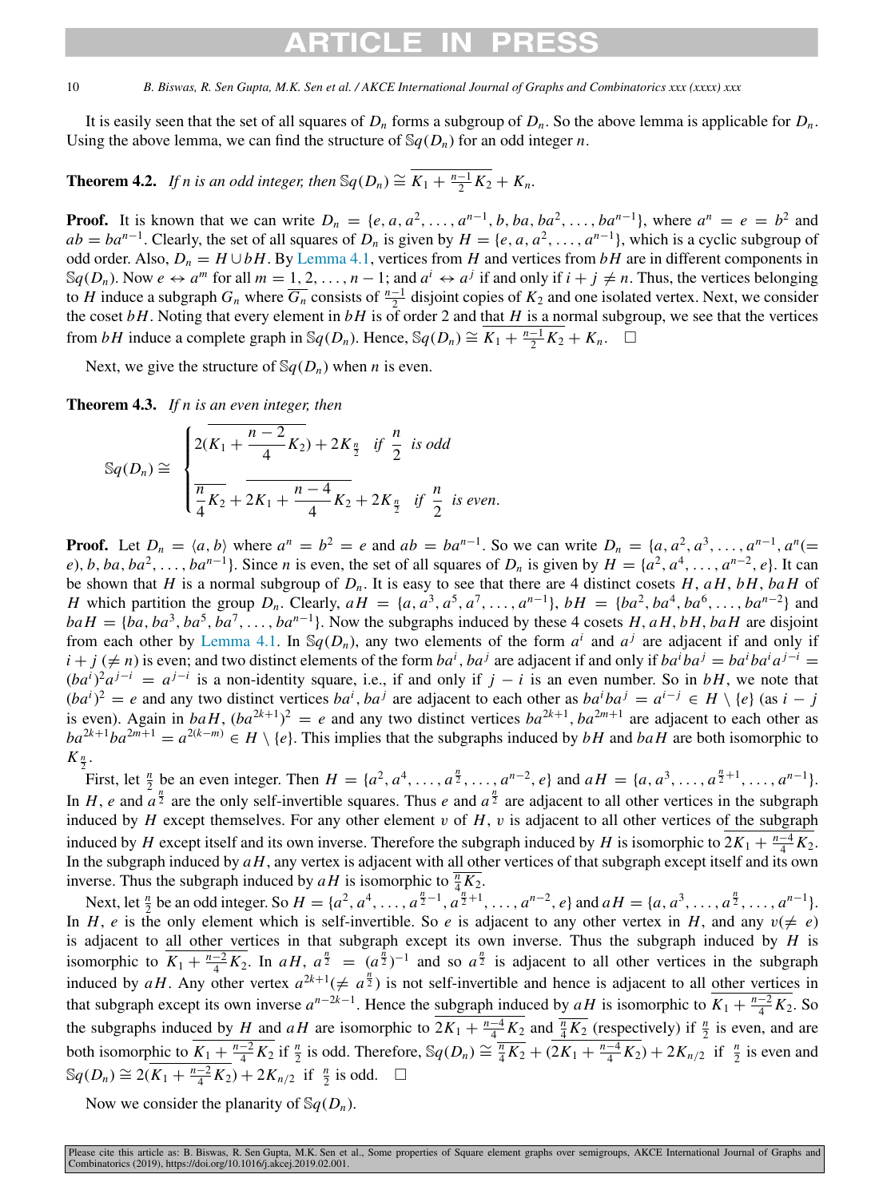It is easily seen that the set of all squares of $D_n$ forms a subgroup of $D_n$. So the above lemma is applicable for $D_n$. Using the above lemma, we can find the structure of $\mathbb{S}q(D_n)$ for an odd integer $n$.

**Theorem 4.2.** *If $n$ is an odd integer, then $\mathbb{S}q(D_n) \cong \overline{K_1 + \frac{n-1}{2}K_2} + K_n$.*

**Proof.** It is known that we can write $D_n = \{e, a, a^2, \ldots, a^{n-1}, b, ba, ba^2, \ldots, ba^{n-1}\}$, where $a^n = e = b^2$ and $ab = ba^{n-1}$. Clearly, the set of all squares of $D_n$ is given by $H = \{e, a, a^2, \ldots, a^{n-1}\}$, which is a cyclic subgroup of odd order. Also, $D_n = H \cup bH$. By Lemma 4.1, vertices from $H$ and vertices from $bH$ are in different components in $\mathbb{S}q(D_n)$. Now $e \leftrightarrow a^m$ for all $m = 1, 2, \ldots, n-1$; and $a^i \leftrightarrow a^j$ if and only if $i + j \neq n$. Thus, the vertices belonging to $H$ induce a subgraph $G_n$ where $\overline{G_n}$ consists of $\frac{n-1}{2}$ disjoint copies of $K_2$ and one isolated vertex. Next, we consider the coset $bH$. Noting that every element in $bH$ is of order 2 and that $H$ is a normal subgroup, we see that the vertices from $bH$ induce a complete graph in $\mathbb{S}q(D_n)$. Hence, $\mathbb{S}q(D_n) \cong \overline{K_1 + \frac{n-1}{2}K_2} + K_n$. $\square$

Next, we give the structure of $\mathbb{S}q(D_n)$ when $n$ is even.

**Theorem 4.3.** *If $n$ is an even integer, then*

$$\mathbb{S}q(D_n) \cong \begin{cases} 2(\overline{K_1 + \dfrac{n-2}{4}K_2}) + 2K_{\frac{n}{2}} & \text{if } \dfrac{n}{2} \text{ is odd} \\[2ex] \overline{\dfrac{n}{4}K_2} + \overline{2K_1 + \dfrac{n-4}{4}K_2} + 2K_{\frac{n}{2}} & \text{if } \dfrac{n}{2} \text{ is even.} \end{cases}$$

**Proof.** Let $D_n = \langle a, b \rangle$ where $a^n = b^2 = e$ and $ab = ba^{n-1}$. So we can write $D_n = \{a, a^2, a^3, \ldots, a^{n-1}, a^n(= e), b, ba, ba^2, \ldots, ba^{n-1}\}$. Since $n$ is even, the set of all squares of $D_n$ is given by $H = \{a^2, a^4, \ldots, a^{n-2}, e\}$. It can be shown that $H$ is a normal subgroup of $D_n$. It is easy to see that there are 4 distinct cosets $H, aH, bH, baH$ of $H$ which partition the group $D_n$. Clearly, $aH = \{a, a^3, a^5, a^7, \ldots, a^{n-1}\}$, $bH = \{ba^2, ba^4, ba^6, \ldots, ba^{n-2}\}$ and $baH = \{ba, ba^3, ba^5, ba^7, \ldots, ba^{n-1}\}$. Now the subgraphs induced by these 4 cosets $H, aH, bH, baH$ are disjoint from each other by Lemma 4.1. In $\mathbb{S}q(D_n)$, any two elements of the form $a^i$ and $a^j$ are adjacent if and only if $i + j\,(\neq n)$ is even; and two distinct elements of the form $ba^i, ba^j$ are adjacent if and only if $ba^iba^j = ba^iba^ia^{j-i} = (ba^i)^2a^{j-i} = a^{j-i}$ is a non-identity square, i.e., if and only if $j - i$ is an even number. So in $bH$, we note that $(ba^i)^2 = e$ and any two distinct vertices $ba^i, ba^j$ are adjacent to each other as $ba^iba^j = a^{i-j} \in H \setminus \{e\}$ (as $i - j$ is even). Again in $baH$, $(ba^{2k+1})^2 = e$ and any two distinct vertices $ba^{2k+1}, ba^{2m+1}$ are adjacent to each other as $ba^{2k+1}ba^{2m+1} = a^{2(k-m)} \in H \setminus \{e\}$. This implies that the subgraphs induced by $bH$ and $baH$ are both isomorphic to $K_{\frac{n}{2}}$.

First, let $\frac{n}{2}$ be an even integer. Then $H = \{a^2, a^4, \ldots, a^{\frac{n}{2}}, \ldots, a^{n-2}, e\}$ and $aH = \{a, a^3, \ldots, a^{\frac{n}{2}+1}, \ldots, a^{n-1}\}$. In $H$, $e$ and $a^{\frac{n}{2}}$ are the only self-invertible squares. Thus $e$ and $a^{\frac{n}{2}}$ are adjacent to all other vertices in the subgraph induced by $H$ except themselves. For any other element $v$ of $H$, $v$ is adjacent to all other vertices of the subgraph induced by $H$ except itself and its own inverse. Therefore the subgraph induced by $H$ is isomorphic to $\overline{2K_1 + \frac{n-4}{4}K_2}$. In the subgraph induced by $aH$, any vertex is adjacent with all other vertices of that subgraph except itself and its own inverse. Thus the subgraph induced by $aH$ is isomorphic to $\overline{\frac{n}{4}K_2}$.

Next, let $\frac{n}{2}$ be an odd integer. So $H = \{a^2, a^4, \ldots, a^{\frac{n}{2}-1}, a^{\frac{n}{2}+1}, \ldots, a^{n-2}, e\}$ and $aH = \{a, a^3, \ldots, a^{\frac{n}{2}}, \ldots, a^{n-1}\}$. In $H$, $e$ is the only element which is self-invertible. So $e$ is adjacent to any other vertex in $H$, and any $v(\neq e)$ is adjacent to all other vertices in that subgraph except its own inverse. Thus the subgraph induced by $H$ is isomorphic to $\overline{K_1 + \frac{n-2}{4}K_2}$. In $aH$, $a^{\frac{n}{2}} = (a^{\frac{n}{2}})^{-1}$ and so $a^{\frac{n}{2}}$ is adjacent to all other vertices in the subgraph induced by $aH$. Any other vertex $a^{2k+1}(\neq a^{\frac{n}{2}})$ is not self-invertible and hence is adjacent to all other vertices in that subgraph except its own inverse $a^{n-2k-1}$. Hence the subgraph induced by $aH$ is isomorphic to $\overline{K_1 + \frac{n-2}{4}K_2}$. So the subgraphs induced by $H$ and $aH$ are isomorphic to $\overline{2K_1 + \frac{n-4}{4}K_2}$ and $\overline{\frac{n}{4}K_2}$ (respectively) if $\frac{n}{2}$ is even, and are both isomorphic to $\overline{K_1 + \frac{n-2}{4}K_2}$ if $\frac{n}{2}$ is odd. Therefore, $\mathbb{S}q(D_n) \cong \overline{\frac{n}{4}K_2} + (\overline{2K_1 + \frac{n-4}{4}K_2}) + 2K_{n/2}$ if $\frac{n}{2}$ is even and $\mathbb{S}q(D_n) \cong 2(\overline{K_1 + \frac{n-2}{4}K_2}) + 2K_{n/2}$ if $\frac{n}{2}$ is odd. $\square$

Now we consider the planarity of $\mathbb{S}q(D_n)$.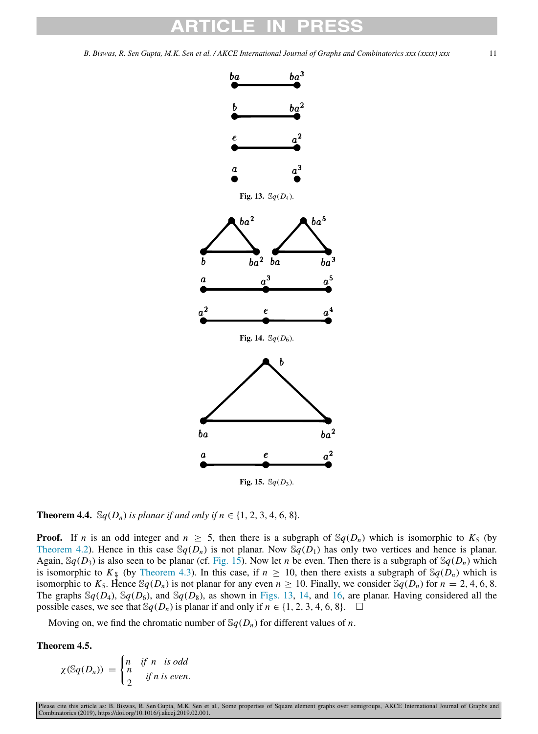Fig. 13. $\mathbb{S}q(D_4)$.

Fig. 14. $\mathbb{S}q(D_6)$.

Fig. 15. $\mathbb{S}q(D_3)$.

**Theorem 4.4.** *$\mathbb{S}q(D_n)$ is planar if and only if $n \in \{1, 2, 3, 4, 6, 8\}$.*

**Proof.** If $n$ is an odd integer and $n \geq 5$, then there is a subgraph of $\mathbb{S}q(D_n)$ which is isomorphic to $K_5$ (by Theorem 4.2). Hence in this case $\mathbb{S}q(D_n)$ is not planar. Now $\mathbb{S}q(D_1)$ has only two vertices and hence is planar. Again, $\mathbb{S}q(D_3)$ is also seen to be planar (cf. Fig. 15). Now let $n$ be even. Then there is a subgraph of $\mathbb{S}q(D_n)$ which is isomorphic to $K_{\frac{n}{2}}$ (by Theorem 4.3). In this case, if $n \geq 10$, then there exists a subgraph of $\mathbb{S}q(D_n)$ which is isomorphic to $K_5$. Hence $\mathbb{S}q(D_n)$ is not planar for any even $n \geq 10$. Finally, we consider $\mathbb{S}q(D_n)$ for $n = 2, 4, 6, 8$. The graphs $\mathbb{S}q(D_4)$, $\mathbb{S}q(D_6)$, and $\mathbb{S}q(D_8)$, as shown in Figs. 13, 14, and 16, are planar. Having considered all the possible cases, we see that $\mathbb{S}q(D_n)$ is planar if and only if $n \in \{1, 2, 3, 4, 6, 8\}$. $\square$

Moving on, we find the chromatic number of $\mathbb{S}q(D_n)$ for different values of $n$.

**Theorem 4.5.**

$$\chi(\mathbb{S}q(D_n)) = \begin{cases} n & \text{if } n \text{ is odd} \\ \dfrac{n}{2} & \text{if } n \text{ is even.} \end{cases}$$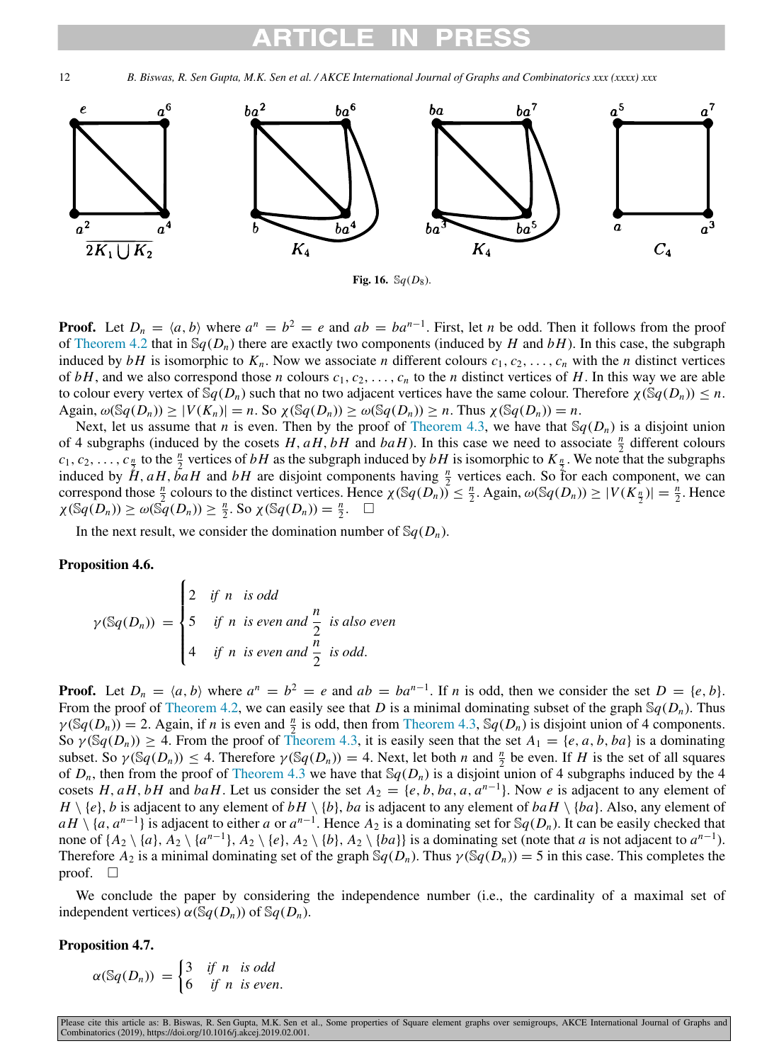Fig. 16. $\mathbb{S}q(D_8)$.

**Proof.** Let $D_n = \langle a, b\rangle$ where $a^n = b^2 = e$ and $ab = ba^{n-1}$. First, let $n$ be odd. Then it follows from the proof of Theorem 4.2 that in $\mathbb{S}q(D_n)$ there are exactly two components (induced by $H$ and $bH$). In this case, the subgraph induced by $bH$ is isomorphic to $K_n$. Now we associate $n$ different colours $c_1, c_2, \dots, c_n$ with the $n$ distinct vertices of $bH$, and we also correspond those $n$ colours $c_1, c_2, \dots, c_n$ to the $n$ distinct vertices of $H$. In this way we are able to colour every vertex of $\mathbb{S}q(D_n)$ such that no two adjacent vertices have the same colour. Therefore $\chi(\mathbb{S}q(D_n)) \leq n$. Again, $\omega(\mathbb{S}q(D_n)) \geq |V(K_n)| = n$. So $\chi(\mathbb{S}q(D_n)) \geq \omega(\mathbb{S}q(D_n)) \geq n$. Thus $\chi(\mathbb{S}q(D_n)) = n$.

Next, let us assume that $n$ is even. Then by the proof of Theorem 4.3, we have that $\mathbb{S}q(D_n)$ is a disjoint union of 4 subgraphs (induced by the cosets $H, aH, bH$ and $baH$). In this case we need to associate $\frac{n}{2}$ different colours $c_1, c_2, \dots, c_{\frac{n}{2}}$ to the $\frac{n}{2}$ vertices of $bH$ as the subgraph induced by $bH$ is isomorphic to $K_{\frac{n}{2}}$. We note that the subgraphs induced by $H, aH, baH$ and $bH$ are disjoint components having $\frac{n}{2}$ vertices each. So for each component, we can correspond those $\frac{n}{2}$ colours to the distinct vertices. Hence $\chi(\mathbb{S}q(D_n)) \leq \frac{n}{2}$. Again, $\omega(\mathbb{S}q(D_n)) \geq |V(K_{\frac{n}{2}})| = \frac{n}{2}$. Hence $\chi(\mathbb{S}q(D_n)) \geq \omega(\mathbb{S}q(D_n)) \geq \frac{n}{2}$. So $\chi(\mathbb{S}q(D_n)) = \frac{n}{2}$. $\square$

In the next result, we consider the domination number of $\mathbb{S}q(D_n)$.

**Proposition 4.6.**

$$\gamma(\mathbb{S}q(D_n)) = \begin{cases} 2 & \text{if } n \text{ is odd} \\ 5 & \text{if } n \text{ is even and } \dfrac{n}{2} \text{ is also even} \\ 4 & \text{if } n \text{ is even and } \dfrac{n}{2} \text{ is odd.} \end{cases}$$

**Proof.** Let $D_n = \langle a, b\rangle$ where $a^n = b^2 = e$ and $ab = ba^{n-1}$. If $n$ is odd, then we consider the set $D = \{e, b\}$. From the proof of Theorem 4.2, we can easily see that $D$ is a minimal dominating subset of the graph $\mathbb{S}q(D_n)$. Thus $\gamma(\mathbb{S}q(D_n)) = 2$. Again, if $n$ is even and $\frac{n}{2}$ is odd, then from Theorem 4.3, $\mathbb{S}q(D_n)$ is disjoint union of 4 components. So $\gamma(\mathbb{S}q(D_n)) \geq 4$. From the proof of Theorem 4.3, it is easily seen that the set $A_1 = \{e, a, b, ba\}$ is a dominating subset. So $\gamma(\mathbb{S}q(D_n)) \leq 4$. Therefore $\gamma(\mathbb{S}q(D_n)) = 4$. Next, let both $n$ and $\frac{n}{2}$ be even. If $H$ is the set of all squares of $D_n$, then from the proof of Theorem 4.3 we have that $\mathbb{S}q(D_n)$ is a disjoint union of 4 subgraphs induced by the 4 cosets $H, aH, bH$ and $baH$. Let us consider the set $A_2 = \{e, b, ba, a, a^{n-1}\}$. Now $e$ is adjacent to any element of $H \setminus \{e\}$, $b$ is adjacent to any element of $bH \setminus \{b\}$, $ba$ is adjacent to any element of $baH \setminus \{ba\}$. Also, any element of $aH \setminus \{a, a^{n-1}\}$ is adjacent to either $a$ or $a^{n-1}$. Hence $A_2$ is a dominating set for $\mathbb{S}q(D_n)$. It can be easily checked that none of $\{A_2 \setminus \{a\}, A_2 \setminus \{a^{n-1}\}, A_2 \setminus \{e\}, A_2 \setminus \{b\}, A_2 \setminus \{ba\}\}$ is a dominating set (note that $a$ is not adjacent to $a^{n-1}$). Therefore $A_2$ is a minimal dominating set of the graph $\mathbb{S}q(D_n)$. Thus $\gamma(\mathbb{S}q(D_n)) = 5$ in this case. This completes the proof. $\square$

We conclude the paper by considering the independence number (i.e., the cardinality of a maximal set of independent vertices) $\alpha(\mathbb{S}q(D_n))$ of $\mathbb{S}q(D_n)$.

**Proposition 4.7.**

$$\alpha(\mathbb{S}q(D_n)) = \begin{cases} 3 & \text{if } n \text{ is odd} \\ 6 & \text{if } n \text{ is even.} \end{cases}$$

Please cite this article as: B. Biswas, R. Sen Gupta, M.K. Sen et al., Some properties of Square element graphs over semigroups, AKCE International Journal of Graphs and Combinatorics (2019), https://doi.org/10.1016/j.akcej.2019.02.001.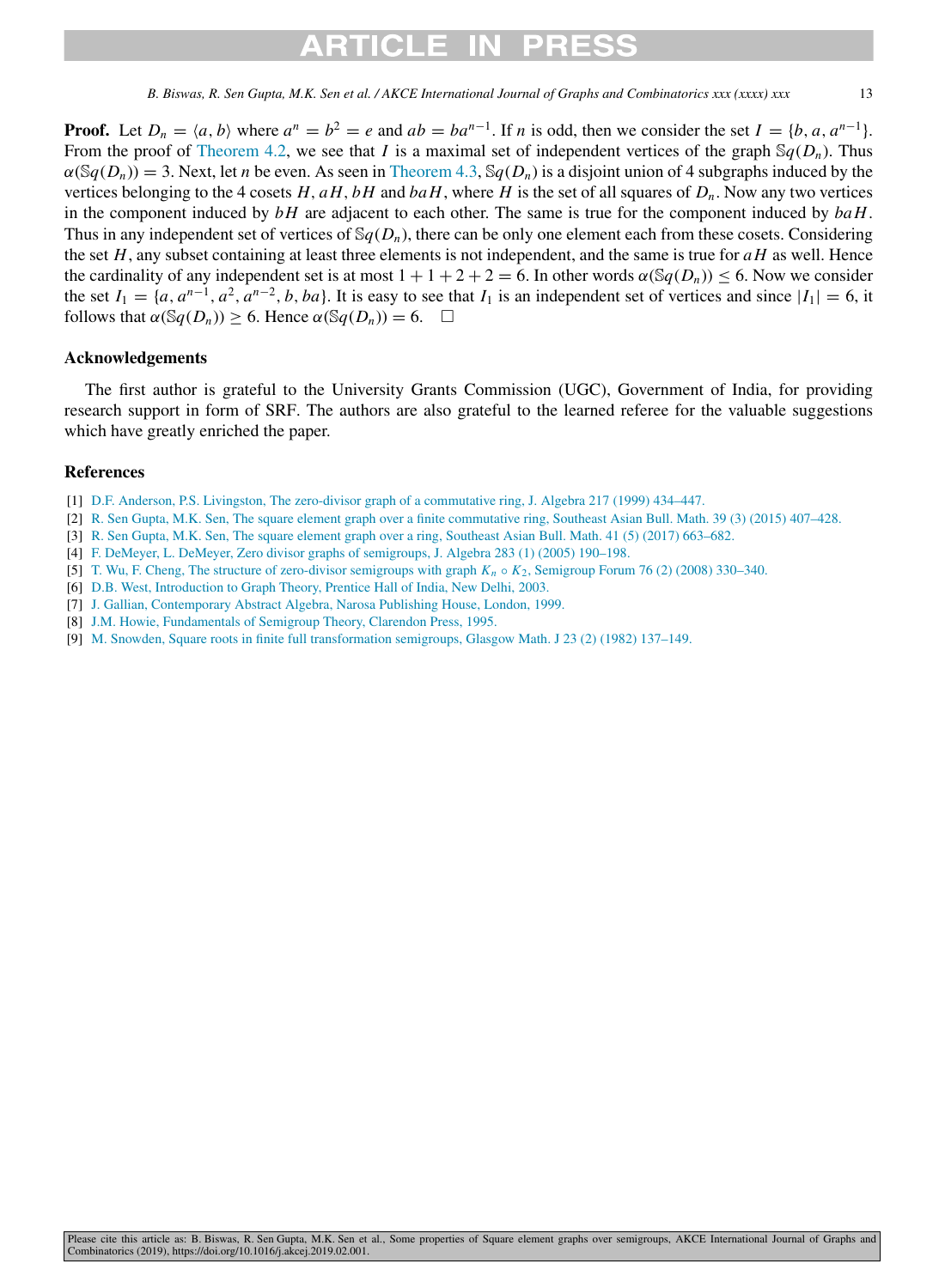**Proof.** Let $D_n = \langle a, b \rangle$ where $a^n = b^2 = e$ and $ab = ba^{n-1}$. If $n$ is odd, then we consider the set $I = \{b, a, a^{n-1}\}$. From the proof of Theorem 4.2, we see that $I$ is a maximal set of independent vertices of the graph $\mathbb{S}q(D_n)$. Thus $\alpha(\mathbb{S}q(D_n)) = 3$. Next, let $n$ be even. As seen in Theorem 4.3, $\mathbb{S}q(D_n)$ is a disjoint union of 4 subgraphs induced by the vertices belonging to the 4 cosets $H$, $aH$, $bH$ and $baH$, where $H$ is the set of all squares of $D_n$. Now any two vertices in the component induced by $bH$ are adjacent to each other. The same is true for the component induced by $baH$. Thus in any independent set of vertices of $\mathbb{S}q(D_n)$, there can be only one element each from these cosets. Considering the set $H$, any subset containing at least three elements is not independent, and the same is true for $aH$ as well. Hence the cardinality of any independent set is at most $1 + 1 + 2 + 2 = 6$. In other words $\alpha(\mathbb{S}q(D_n)) \leq 6$. Now we consider the set $I_1 = \{a, a^{n-1}, a^2, a^{n-2}, b, ba\}$. It is easy to see that $I_1$ is an independent set of vertices and since $|I_1| = 6$, it follows that $\alpha(\mathbb{S}q(D_n)) \geq 6$. Hence $\alpha(\mathbb{S}q(D_n)) = 6$. $\square$

## Acknowledgements

The first author is grateful to the University Grants Commission (UGC), Government of India, for providing research support in form of SRF. The authors are also grateful to the learned referee for the valuable suggestions which have greatly enriched the paper.

## References

[1] D.F. Anderson, P.S. Livingston, The zero-divisor graph of a commutative ring, J. Algebra 217 (1999) 434–447.

[2] R. Sen Gupta, M.K. Sen, The square element graph over a finite commutative ring, Southeast Asian Bull. Math. 39 (3) (2015) 407–428.

[3] R. Sen Gupta, M.K. Sen, The square element graph over a ring, Southeast Asian Bull. Math. 41 (5) (2017) 663–682.

[4] F. DeMeyer, L. DeMeyer, Zero divisor graphs of semigroups, J. Algebra 283 (1) (2005) 190–198.

[5] T. Wu, F. Cheng, The structure of zero-divisor semigroups with graph $K_n \circ K_2$, Semigroup Forum 76 (2) (2008) 330–340.

[6] D.B. West, Introduction to Graph Theory, Prentice Hall of India, New Delhi, 2003.

[7] J. Gallian, Contemporary Abstract Algebra, Narosa Publishing House, London, 1999.

[8] J.M. Howie, Fundamentals of Semigroup Theory, Clarendon Press, 1995.

[9] M. Snowden, Square roots in finite full transformation semigroups, Glasgow Math. J 23 (2) (1982) 137–149.